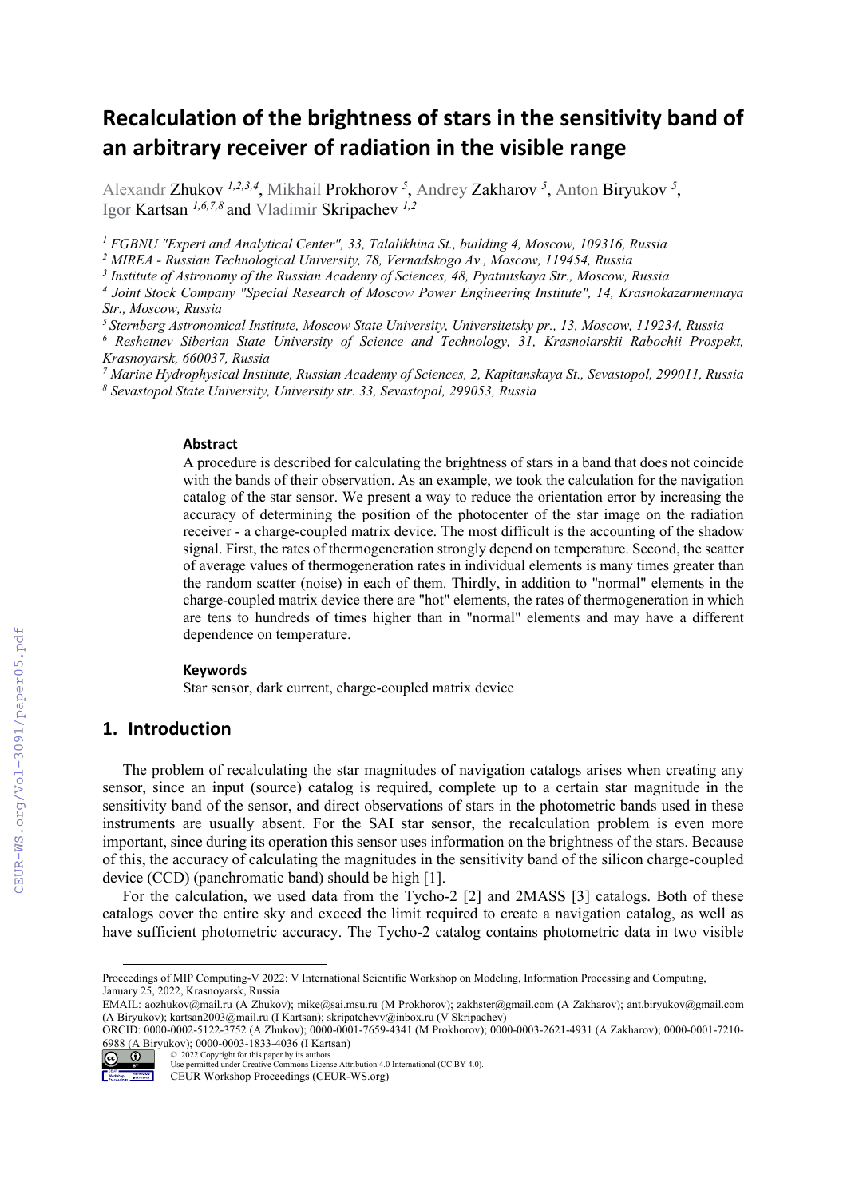# Recalculation of the brightness of stars in the sensitivity band of an arbitrary receiver of radiation in the visible range

Alexandr Zhukov [1,2,3,4], Mikhail Prokhorov [5], Andrey Zakharov [5], Anton Biryukov [5], Igor Kartsan [1,6,7,8] and Vladimir Skripachev [1,2]

[1] FGBNU "Expert and Analytical Center", 33, Talalikhina St., building 4, Moscow, 109316, Russia
[2] MIREA - Russian Technological University, 78, Vernadskogo Av., Moscow, 119454, Russia
[3] Institute of Astronomy of the Russian Academy of Sciences, 48, Pyatnitskaya Str., Moscow, Russia
[4] Joint Stock Company "Special Research of Moscow Power Engineering Institute", 14, Krasnokazarmennaya Str., Moscow, Russia
[5] Sternberg Astronomical Institute, Moscow State University, Universitetsky pr., 13, Moscow, 119234, Russia
[6] Reshetnev Siberian State University of Science and Technology, 31, Krasnoiarskii Rabochii Prospekt, Krasnoyarsk, 660037, Russia
[7] Marine Hydrophysical Institute, Russian Academy of Sciences, 2, Kapitanskaya St., Sevastopol, 299011, Russia
[8] Sevastopol State University, University str. 33, Sevastopol, 299053, Russia

### Abstract

A procedure is described for calculating the brightness of stars in a band that does not coincide with the bands of their observation. As an example, we took the calculation for the navigation catalog of the star sensor. We present a way to reduce the orientation error by increasing the accuracy of determining the position of the photocenter of the star image on the radiation receiver - a charge-coupled matrix device. The most difficult is the accounting of the shadow signal. First, the rates of thermogeneration strongly depend on temperature. Second, the scatter of average values of thermogeneration rates in individual elements is many times greater than the random scatter (noise) in each of them. Thirdly, in addition to "normal" elements in the charge-coupled matrix device there are "hot" elements, the rates of thermogeneration in which are tens to hundreds of times higher than in "normal" elements and may have a different dependence on temperature.

### Keywords

Star sensor, dark current, charge-coupled matrix device

## 1. Introduction

The problem of recalculating the star magnitudes of navigation catalogs arises when creating any sensor, since an input (source) catalog is required, complete up to a certain star magnitude in the sensitivity band of the sensor, and direct observations of stars in the photometric bands used in these instruments are usually absent. For the SAI star sensor, the recalculation problem is even more important, since during its operation this sensor uses information on the brightness of the stars. Because of this, the accuracy of calculating the magnitudes in the sensitivity band of the silicon charge-coupled device (CCD) (panchromatic band) should be high [1].

For the calculation, we used data from the Tycho-2 [2] and 2MASS [3] catalogs. Both of these catalogs cover the entire sky and exceed the limit required to create a navigation catalog, as well as have sufficient photometric accuracy. The Tycho-2 catalog contains photometric data in two visible

---

Proceedings of MIP Computing-V 2022: V International Scientific Workshop on Modeling, Information Processing and Computing, January 25, 2022, Krasnoyarsk, Russia

EMAIL: aozhukov@mail.ru (A Zhukov); mike@sai.msu.ru (M Prokhorov); zakhster@gmail.com (A Zakharov); ant.biryukov@gmail.com (A Biryukov); kartsan2003@mail.ru (I Kartsan); skripatchevv@inbox.ru (V Skripachev)

ORCID: 0000-0002-5122-3752 (A Zhukov); 0000-0001-7659-4341 (M Prokhorov); 0000-0003-2621-4931 (A Zakharov); 0000-0001-7210-6988 (A Biryukov); 0000-0003-1833-4036 (I Kartsan)

© 2022 Copyright for this paper by its authors.
Use permitted under Creative Commons License Attribution 4.0 International (CC BY 4.0).
CEUR Workshop Proceedings (CEUR-WS.org)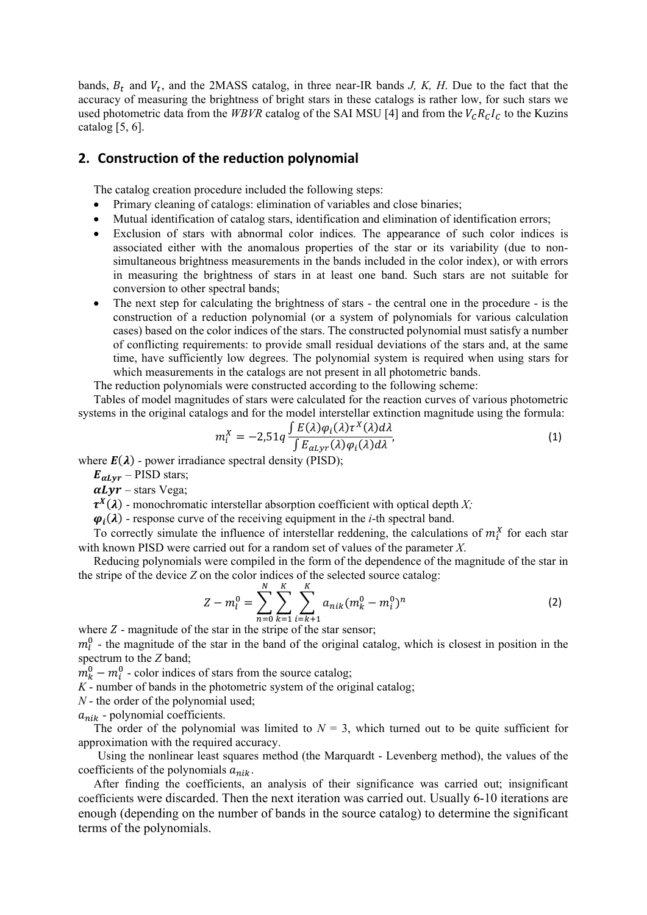bands, $B_t$ and $V_t$, and the 2MASS catalog, in three near-IR bands *J, K, H*. Due to the fact that the accuracy of measuring the brightness of bright stars in these catalogs is rather low, for such stars we used photometric data from the *WBVR* catalog of the SAI MSU [4] and from the $V_C R_C I_C$ to the Kuzins catalog [5, 6].

## 2. Construction of the reduction polynomial

The catalog creation procedure included the following steps:

- Primary cleaning of catalogs: elimination of variables and close binaries;
- Mutual identification of catalog stars, identification and elimination of identification errors;
- Exclusion of stars with abnormal color indices. The appearance of such color indices is associated either with the anomalous properties of the star or its variability (due to non-simultaneous brightness measurements in the bands included in the color index), or with errors in measuring the brightness of stars in at least one band. Such stars are not suitable for conversion to other spectral bands;
- The next step for calculating the brightness of stars - the central one in the procedure - is the construction of a reduction polynomial (or a system of polynomials for various calculation cases) based on the color indices of the stars. The constructed polynomial must satisfy a number of conflicting requirements: to provide small residual deviations of the stars and, at the same time, have sufficiently low degrees. The polynomial system is required when using stars for which measurements in the catalogs are not present in all photometric bands.

The reduction polynomials were constructed according to the following scheme:

Tables of model magnitudes of stars were calculated for the reaction curves of various photometric systems in the original catalogs and for the model interstellar extinction magnitude using the formula:

$$m_i^X = -2{,}51q \frac{\int E(\lambda)\varphi_i(\lambda)\tau^X(\lambda)d\lambda}{\int E_{\alpha Lyr}(\lambda)\varphi_i(\lambda)d\lambda}, \tag{1}$$

where $\boldsymbol{E(\lambda)}$ - power irradiance spectral density (PISD);

$\boldsymbol{E_{\alpha Lyr}}$ – PISD stars;

$\boldsymbol{\alpha Lyr}$ – stars Vega;

$\boldsymbol{\tau^X(\lambda)}$ - monochromatic interstellar absorption coefficient with optical depth *X;*

$\boldsymbol{\varphi_i(\lambda)}$ - response curve of the receiving equipment in the *i*-th spectral band.

To correctly simulate the influence of interstellar reddening, the calculations of $m_i^X$ for each star with known PISD were carried out for a random set of values of the parameter *X*.

Reducing polynomials were compiled in the form of the dependence of the magnitude of the star in the stripe of the device *Z* on the color indices of the selected source catalog:

$$Z - m_l^0 = \sum_{n=0}^{N}\sum_{k=1}^{K}\sum_{i=k+1}^{K} a_{nik}(m_k^0 - m_i^0)^n \tag{2}$$

where *Z* - magnitude of the star in the stripe of the star sensor;

$m_l^0$ - the magnitude of the star in the band of the original catalog, which is closest in position in the spectrum to the *Z* band;

$m_k^0 - m_i^0$ - color indices of stars from the source catalog;

*K* - number of bands in the photometric system of the original catalog;

*N* - the order of the polynomial used;

$a_{nik}$ - polynomial coefficients.

The order of the polynomial was limited to *N* = 3, which turned out to be quite sufficient for approximation with the required accuracy.

Using the nonlinear least squares method (the Marquardt - Levenberg method), the values of the coefficients of the polynomials $a_{nik}$.

After finding the coefficients, an analysis of their significance was carried out; insignificant coefficients were discarded. Then the next iteration was carried out. Usually 6-10 iterations are enough (depending on the number of bands in the source catalog) to determine the significant terms of the polynomials.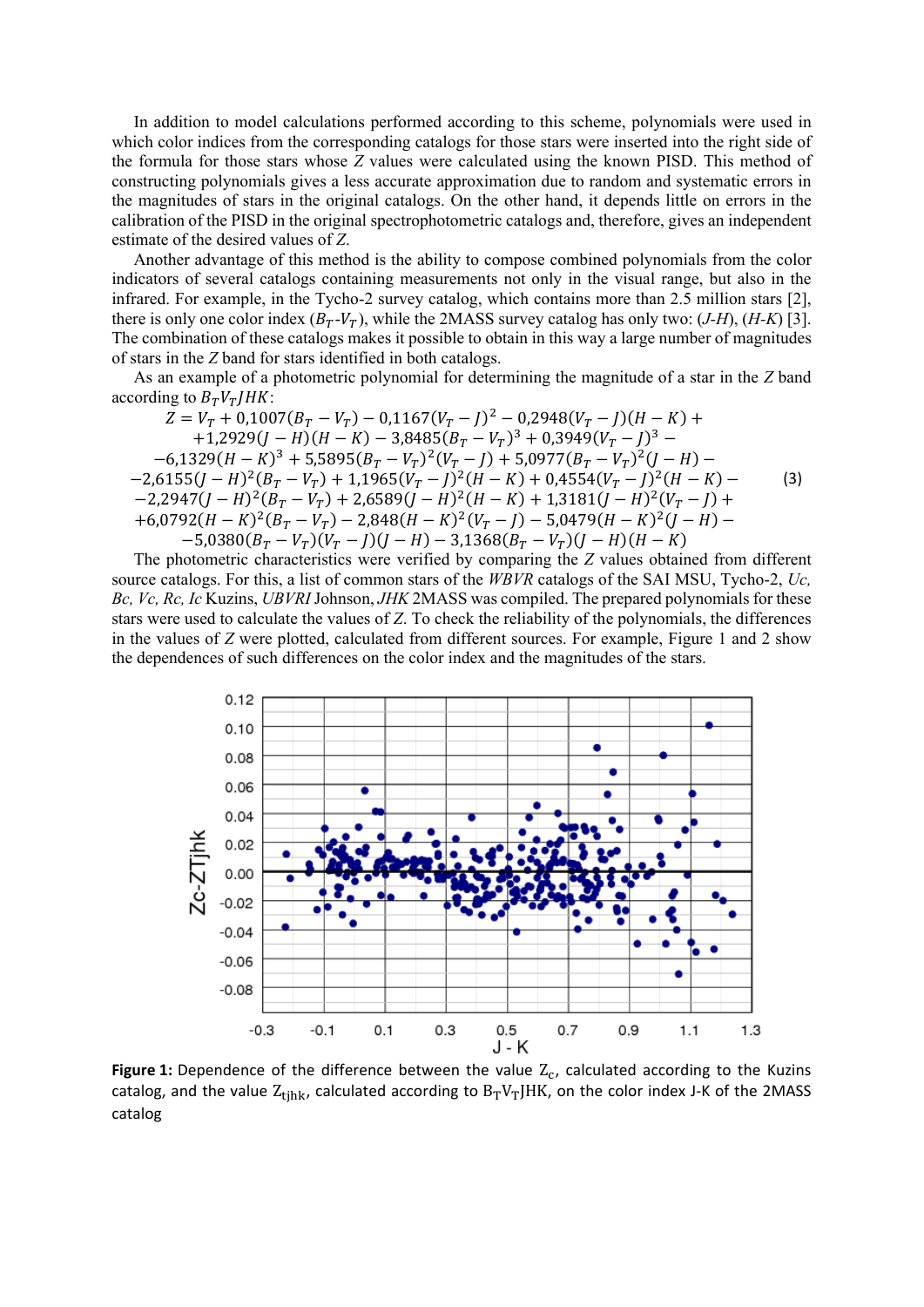In addition to model calculations performed according to this scheme, polynomials were used in which color indices from the corresponding catalogs for those stars were inserted into the right side of the formula for those stars whose $Z$ values were calculated using the known PISD. This method of constructing polynomials gives a less accurate approximation due to random and systematic errors in the magnitudes of stars in the original catalogs. On the other hand, it depends little on errors in the calibration of the PISD in the original spectrophotometric catalogs and, therefore, gives an independent estimate of the desired values of $Z$.

Another advantage of this method is the ability to compose combined polynomials from the color indicators of several catalogs containing measurements not only in the visual range, but also in the infrared. For example, in the Tycho-2 survey catalog, which contains more than 2.5 million stars [2], there is only one color index ($B_T$-$V_T$), while the 2MASS survey catalog has only two: (*J-H*), (*H-K*) [3]. The combination of these catalogs makes it possible to obtain in this way a large number of magnitudes of stars in the $Z$ band for stars identified in both catalogs.

As an example of a photometric polynomial for determining the magnitude of a star in the $Z$ band according to $B_T V_T JHK$:

$$\begin{gathered}
Z = V_T + 0{,}1007(B_T - V_T) - 0{,}1167(V_T - J)^2 - 0{,}2948(V_T - J)(H - K) + \\
+1{,}2929(J - H)(H - K) - 3{,}8485(B_T - V_T)^3 + 0{,}3949(V_T - J)^3 - \\
-6{,}1329(H - K)^3 + 5{,}5895(B_T - V_T)^2(V_T - J) + 5{,}0977(B_T - V_T)^2(J - H) - \\
-2{,}6155(J - H)^2(B_T - V_T) + 1{,}1965(V_T - J)^2(H - K) + 0{,}4554(V_T - J)^2(H - K) - \\
-2{,}2947(J - H)^2(B_T - V_T) + 2{,}6589(J - H)^2(H - K) + 1{,}3181(J - H)^2(V_T - J) + \\
+6{,}0792(H - K)^2(B_T - V_T) - 2{,}848(H - K)^2(V_T - J) - 5{,}0479(H - K)^2(J - H) - \\
-5{,}0380(B_T - V_T)(V_T - J)(J - H) - 3{,}1368(B_T - V_T)(J - H)(H - K)
\end{gathered} \quad (3)$$

The photometric characteristics were verified by comparing the $Z$ values obtained from different source catalogs. For this, a list of common stars of the *WBVR* catalogs of the SAI MSU, Tycho-2, *Uc, Bc, Vc, Rc, Ic* Kuzins, *UBVRI* Johnson, *JHK* 2MASS was compiled. The prepared polynomials for these stars were used to calculate the values of $Z$. To check the reliability of the polynomials, the differences in the values of $Z$ were plotted, calculated from different sources. For example, Figure 1 and 2 show the dependences of such differences on the color index and the magnitudes of the stars.

**Figure 1:** Dependence of the difference between the value $Z_c$, calculated according to the Kuzins catalog, and the value $Z_{tjhk}$, calculated according to $B_T V_T$JHK, on the color index J-K of the 2MASS catalog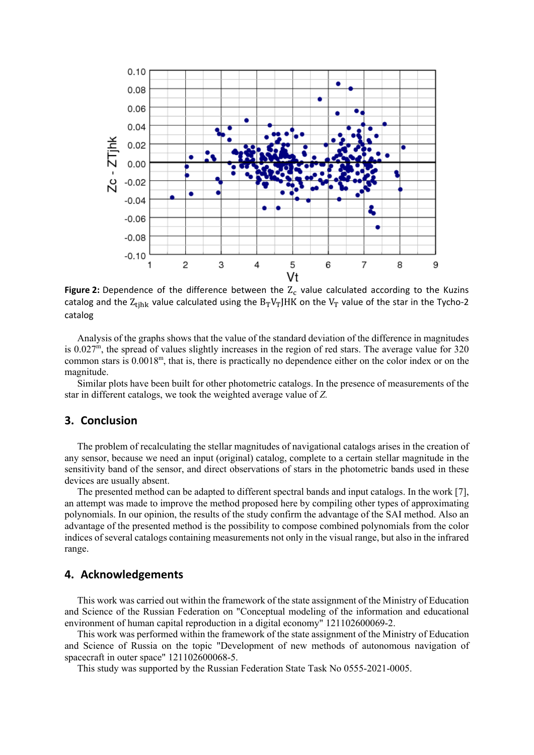**Figure 2:** Dependence of the difference between the $Z_c$ value calculated according to the Kuzins catalog and the $Z_{tjhk}$ value calculated using the $B_T V_T$JHK on the $V_T$ value of the star in the Tycho-2 catalog

Analysis of the graphs shows that the value of the standard deviation of the difference in magnitudes is $0.027^m$, the spread of values slightly increases in the region of red stars. The average value for 320 common stars is $0.0018^m$, that is, there is practically no dependence either on the color index or on the magnitude.

Similar plots have been built for other photometric catalogs. In the presence of measurements of the star in different catalogs, we took the weighted average value of *Z*.

## 3. Conclusion

The problem of recalculating the stellar magnitudes of navigational catalogs arises in the creation of any sensor, because we need an input (original) catalog, complete to a certain stellar magnitude in the sensitivity band of the sensor, and direct observations of stars in the photometric bands used in these devices are usually absent.

The presented method can be adapted to different spectral bands and input catalogs. In the work [7], an attempt was made to improve the method proposed here by compiling other types of approximating polynomials. In our opinion, the results of the study confirm the advantage of the SAI method. Also an advantage of the presented method is the possibility to compose combined polynomials from the color indices of several catalogs containing measurements not only in the visual range, but also in the infrared range.

## 4. Acknowledgements

This work was carried out within the framework of the state assignment of the Ministry of Education and Science of the Russian Federation on "Conceptual modeling of the information and educational environment of human capital reproduction in a digital economy" 121102600069-2.

This work was performed within the framework of the state assignment of the Ministry of Education and Science of Russia on the topic "Development of new methods of autonomous navigation of spacecraft in outer space" 121102600068-5.

This study was supported by the Russian Federation State Task No 0555-2021-0005.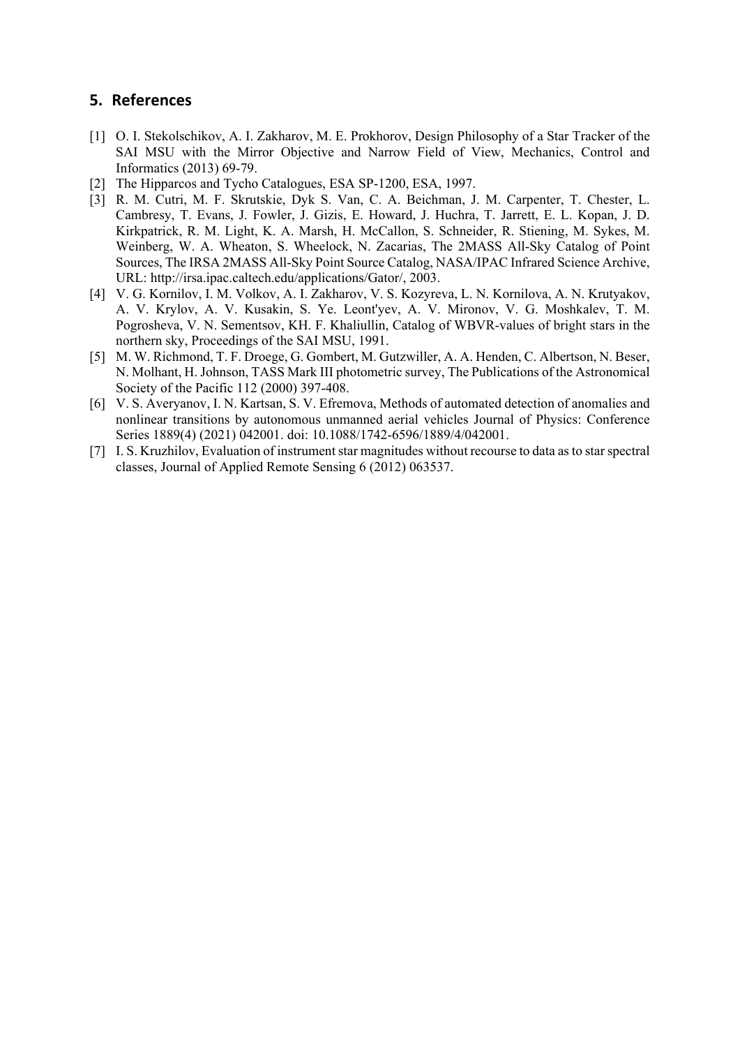## 5. References

[1] O. I. Stekolschikov, A. I. Zakharov, M. E. Prokhorov, Design Philosophy of a Star Tracker of the SAI MSU with the Mirror Objective and Narrow Field of View, Mechanics, Control and Informatics (2013) 69-79.

[2] The Hipparcos and Tycho Catalogues, ESA SP-1200, ESA, 1997.

[3] R. M. Cutri, M. F. Skrutskie, Dyk S. Van, C. A. Beichman, J. M. Carpenter, T. Chester, L. Cambresy, T. Evans, J. Fowler, J. Gizis, E. Howard, J. Huchra, T. Jarrett, E. L. Kopan, J. D. Kirkpatrick, R. M. Light, K. A. Marsh, H. McCallon, S. Schneider, R. Stiening, M. Sykes, M. Weinberg, W. A. Wheaton, S. Wheelock, N. Zacarias, The 2MASS All-Sky Catalog of Point Sources, The IRSA 2MASS All-Sky Point Source Catalog, NASA/IPAC Infrared Science Archive, URL: http://irsa.ipac.caltech.edu/applications/Gator/, 2003.

[4] V. G. Kornilov, I. M. Volkov, A. I. Zakharov, V. S. Kozyreva, L. N. Kornilova, A. N. Krutyakov, A. V. Krylov, A. V. Kusakin, S. Ye. Leont'yev, A. V. Mironov, V. G. Moshkalev, T. M. Pogrosheva, V. N. Sementsov, KH. F. Khaliullin, Catalog of WBVR-values of bright stars in the northern sky, Proceedings of the SAI MSU, 1991.

[5] M. W. Richmond, T. F. Droege, G. Gombert, M. Gutzwiller, A. A. Henden, C. Albertson, N. Beser, N. Molhant, H. Johnson, TASS Mark III photometric survey, The Publications of the Astronomical Society of the Pacific 112 (2000) 397-408.

[6] V. S. Averyanov, I. N. Kartsan, S. V. Efremova, Methods of automated detection of anomalies and nonlinear transitions by autonomous unmanned aerial vehicles Journal of Physics: Conference Series 1889(4) (2021) 042001. doi: 10.1088/1742-6596/1889/4/042001.

[7] I. S. Kruzhilov, Evaluation of instrument star magnitudes without recourse to data as to star spectral classes, Journal of Applied Remote Sensing 6 (2012) 063537.